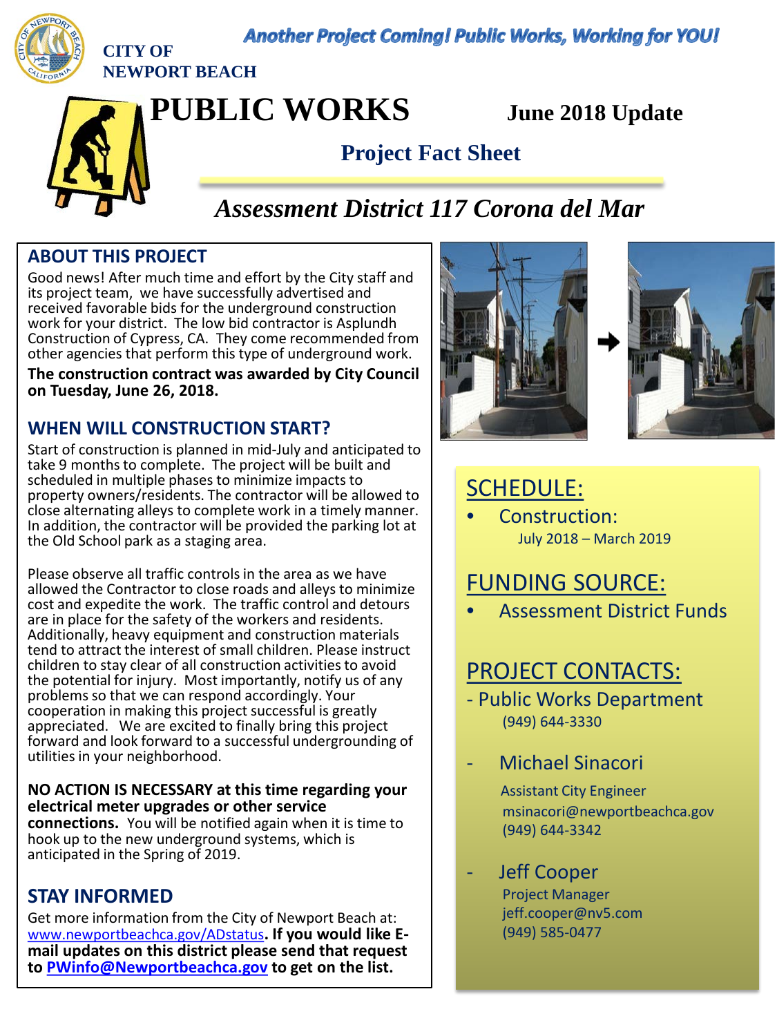*Another Project Coming! Public Works, Working for YOU!*

CITY OF NEWPORT BEACH

# PUBLIC WORKS

**June 2018 Update**

## Project Fact Sheet

# *Assessment District 117 Corona del Mar*

## ABOUT THIS PROJECT

Good news! After much time and effort by the City staff and its project team, we have successfully advertised and received favorable bids for the underground construction work for your district. The low bid contractor is Asplundh Construction of Cypress, CA. They come recommended from other agencies that perform this type of underground work.

**The construction contract was awarded by City Council on Tuesday, June 26, 2018.**

## WHEN WILL CONSTRUCTION START?

Start of construction is planned in mid-July and anticipated to take 9 months to complete. The project will be built and scheduled in multiple phases to minimize impacts to property owners/residents. The contractor will be allowed to close alternating alleys to complete work in a timely manner. In addition, the contractor will be provided the parking lot at the Old School park as a staging area.

Please observe all traffic controls in the area as we have allowed the Contractor to close roads and alleys to minimize cost and expedite the work. The traffic control and detours are in place for the safety of the workers and residents. Additionally, heavy equipment and construction materials tend to attract the interest of small children. Please instruct children to stay clear of all construction activities to avoid the potential for injury. Most importantly, notify us of any problems so that we can respond accordingly. Your cooperation in making this project successful is greatly appreciated. We are excited to finally bring this project forward and look forward to a successful undergrounding of utilities in your neighborhood.

**NO ACTION IS NECESSARY at this time regarding your electrical meter upgrades or other service connections.** You will be notified again when it is time to hook up to the new underground systems, which is anticipated in the Spring of 2019.

## STAY INFORMED

Get more information from the City of Newport Beach at: www.newportbeachca.gov/ADstatus. **If you would like E-mail updates on this district please send that request to PWinfo@Newportbeachca.gov to get on the list.**

## SCHEDULE:

- Construction:
  July 2018 – March 2019

## FUNDING SOURCE:

- Assessment District Funds

## PROJECT CONTACTS:

- Public Works Department
  (949) 644-3330

- Michael Sinacori
  Assistant City Engineer
  msinacori@newportbeachca.gov
  (949) 644-3342

- Jeff Cooper
  Project Manager
  jeff.cooper@nv5.com
  (949) 585-0477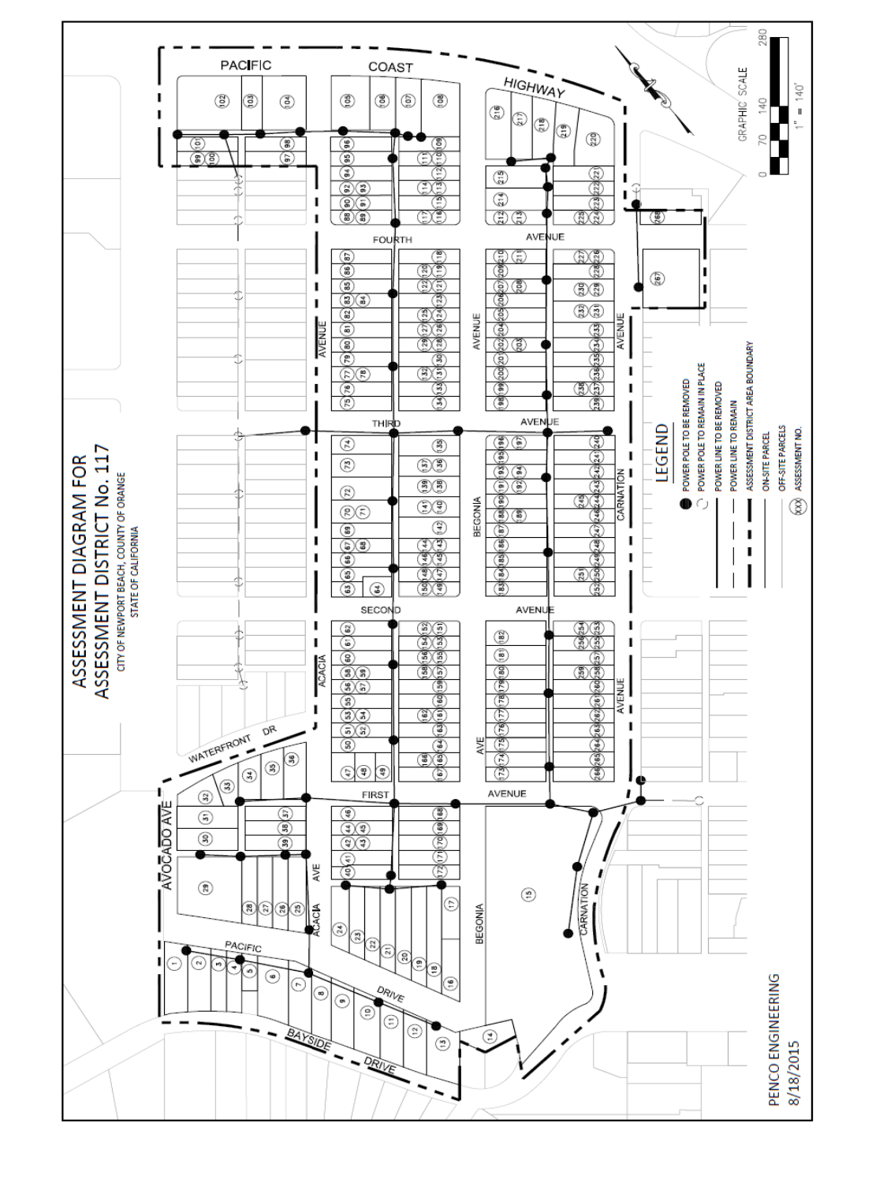# ASSESSMENT DIAGRAM FOR ASSESSMENT DISTRICT No. 117

CITY OF NEWPORT BEACH, COUNTY OF ORANGE
STATE OF CALIFORNIA

PACIFIC COAST HIGHWAY

FOURTH AVENUE

THIRD AVENUE

SECOND AVENUE

FIRST AVENUE

ACACIA AVENUE

BEGONIA AVENUE

CARNATION AVENUE

AVOCADO AVE

WATERFRONT DR

PACIFIC DRIVE

BAYSIDE DRIVE

## LEGEND

- POWER POLE TO BE REMOVED
- POWER POLE TO REMAIN IN PLACE
- POWER LINE TO BE REMOVED
- POWER LINE TO REMAIN
- ASSESSMENT DISTRICT AREA BOUNDARY
- ON-SITE PARCEL
- OFF-SITE PARCELS
- (XXX) ASSESSMENT NO.

GRAPHIC SCALE

0 70 140 280

1" = 140'

PENCO ENGINEERING
8/18/2015